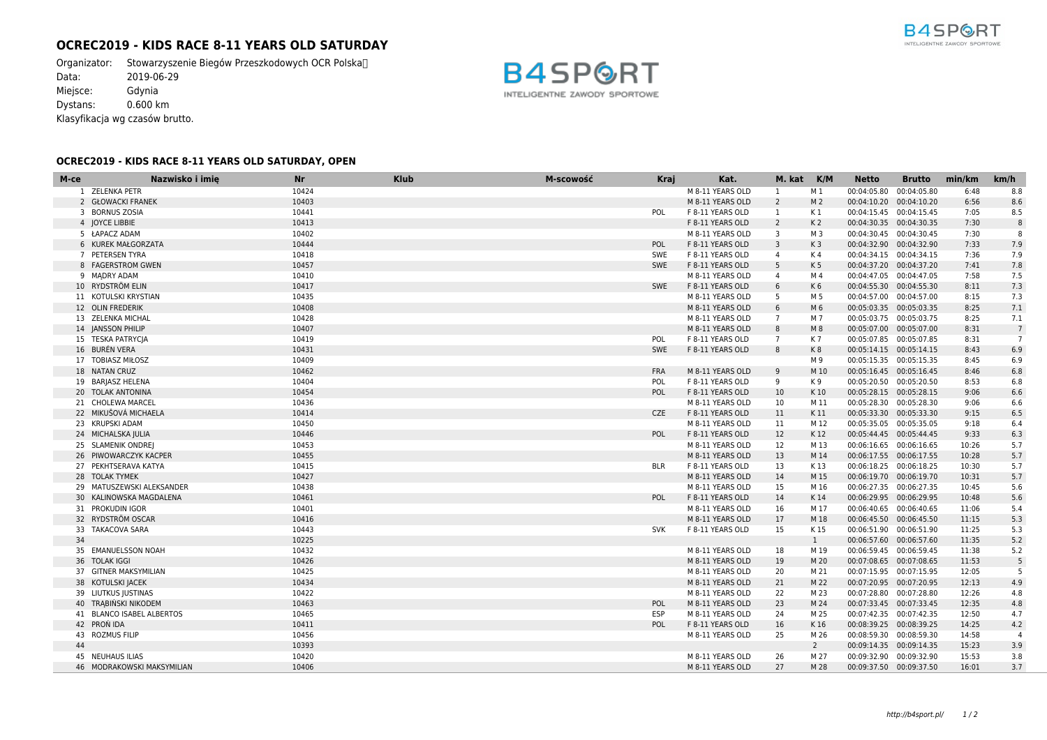# OCREC2019 - KIDS RACE 8-11 YEARS OLD SATURDAY

Organizator: Stowarzyszenie Biegów Przeszkodowych OCR Polska
Data: 2019-06-29
Miejsce: Gdynia
Dystans: 0.600 km
Klasyfikacja wg czasów brutto.

## OCREC2019 - KIDS RACE 8-11 YEARS OLD SATURDAY, OPEN

| M-ce | Nazwisko i imię | Nr | Klub | M-scowość | Kraj | Kat. | M. kat | K/M | Netto | Brutto | min/km | km/h |
|---|---|---|---|---|---|---|---|---|---|---|---|---|
| 1 | ZELENKA PETR | 10424 | | | | M 8-11 YEARS OLD | 1 | M 1 | 00:04:05.80 | 00:04:05.80 | 6:48 | 8.8 |
| 2 | GŁOWACKI FRANEK | 10403 | | | | M 8-11 YEARS OLD | 2 | M 2 | 00:04:10.20 | 00:04:10.20 | 6:56 | 8.6 |
| 3 | BORNUS ZOSIA | 10441 | | | POL | F 8-11 YEARS OLD | 1 | K 1 | 00:04:15.45 | 00:04:15.45 | 7:05 | 8.5 |
| 4 | JOYCE LIBBIE | 10413 | | | | F 8-11 YEARS OLD | 2 | K 2 | 00:04:30.35 | 00:04:30.35 | 7:30 | 8 |
| 5 | ŁAPACZ ADAM | 10402 | | | | M 8-11 YEARS OLD | 3 | M 3 | 00:04:30.45 | 00:04:30.45 | 7:30 | 8 |
| 6 | KUREK MAŁGORZATA | 10444 | | | POL | F 8-11 YEARS OLD | 3 | K 3 | 00:04:32.90 | 00:04:32.90 | 7:33 | 7.9 |
| 7 | PETERSEN TYRA | 10418 | | | SWE | F 8-11 YEARS OLD | 4 | K 4 | 00:04:34.15 | 00:04:34.15 | 7:36 | 7.9 |
| 8 | FAGERSTROM GWEN | 10457 | | | SWE | F 8-11 YEARS OLD | 5 | K 5 | 00:04:37.20 | 00:04:37.20 | 7:41 | 7.8 |
| 9 | MĄDRY ADAM | 10410 | | | | M 8-11 YEARS OLD | 4 | M 4 | 00:04:47.05 | 00:04:47.05 | 7:58 | 7.5 |
| 10 | RYDSTRÖM ELIN | 10417 | | | SWE | F 8-11 YEARS OLD | 6 | K 6 | 00:04:55.30 | 00:04:55.30 | 8:11 | 7.3 |
| 11 | KOTULSKI KRYSTIAN | 10435 | | | | M 8-11 YEARS OLD | 5 | M 5 | 00:04:57.00 | 00:04:57.00 | 8:15 | 7.3 |
| 12 | OLIN FREDERIK | 10408 | | | | M 8-11 YEARS OLD | 6 | M 6 | 00:05:03.35 | 00:05:03.35 | 8:25 | 7.1 |
| 13 | ZELENKA MICHAL | 10428 | | | | M 8-11 YEARS OLD | 7 | M 7 | 00:05:03.75 | 00:05:03.75 | 8:25 | 7.1 |
| 14 | JANSSON PHILIP | 10407 | | | | M 8-11 YEARS OLD | 8 | M 8 | 00:05:07.00 | 00:05:07.00 | 8:31 | 7 |
| 15 | TESKA PATRYCJA | 10419 | | | POL | F 8-11 YEARS OLD | 7 | K 7 | 00:05:07.85 | 00:05:07.85 | 8:31 | 7 |
| 16 | BURÉN VERA | 10431 | | | SWE | F 8-11 YEARS OLD | 8 | K 8 | 00:05:14.15 | 00:05:14.15 | 8:43 | 6.9 |
| 17 | TOBIASZ MIŁOSZ | 10409 | | | | | | M 9 | 00:05:15.35 | 00:05:15.35 | 8:45 | 6.9 |
| 18 | NATAN CRUZ | 10462 | | | FRA | M 8-11 YEARS OLD | 9 | M 10 | 00:05:16.45 | 00:05:16.45 | 8:46 | 6.8 |
| 19 | BARJASZ HELENA | 10404 | | | POL | F 8-11 YEARS OLD | 9 | K 9 | 00:05:20.50 | 00:05:20.50 | 8:53 | 6.8 |
| 20 | TOLAK ANTONINA | 10454 | | | POL | F 8-11 YEARS OLD | 10 | K 10 | 00:05:28.15 | 00:05:28.15 | 9:06 | 6.6 |
| 21 | CHOLEWA MARCEL | 10436 | | | | M 8-11 YEARS OLD | 10 | M 11 | 00:05:28.30 | 00:05:28.30 | 9:06 | 6.6 |
| 22 | MIKUŠOVÁ MICHAELA | 10414 | | | CZE | F 8-11 YEARS OLD | 11 | K 11 | 00:05:33.30 | 00:05:33.30 | 9:15 | 6.5 |
| 23 | KRUPSKI ADAM | 10450 | | | | M 8-11 YEARS OLD | 11 | M 12 | 00:05:35.05 | 00:05:35.05 | 9:18 | 6.4 |
| 24 | MICHALSKA JULIA | 10446 | | | POL | F 8-11 YEARS OLD | 12 | K 12 | 00:05:44.45 | 00:05:44.45 | 9:33 | 6.3 |
| 25 | SLAMENIK ONDREJ | 10453 | | | | M 8-11 YEARS OLD | 12 | M 13 | 00:06:16.65 | 00:06:16.65 | 10:26 | 5.7 |
| 26 | PIWOWARCZYK KACPER | 10455 | | | | M 8-11 YEARS OLD | 13 | M 14 | 00:06:17.55 | 00:06:17.55 | 10:28 | 5.7 |
| 27 | PEKHTSERAVA KATYA | 10415 | | | BLR | F 8-11 YEARS OLD | 13 | K 13 | 00:06:18.25 | 00:06:18.25 | 10:30 | 5.7 |
| 28 | TOLAK TYMEK | 10427 | | | | M 8-11 YEARS OLD | 14 | M 15 | 00:06:19.70 | 00:06:19.70 | 10:31 | 5.7 |
| 29 | MATUSZEWSKI ALEKSANDER | 10438 | | | | M 8-11 YEARS OLD | 15 | M 16 | 00:06:27.35 | 00:06:27.35 | 10:45 | 5.6 |
| 30 | KALINOWSKA MAGDALENA | 10461 | | | POL | F 8-11 YEARS OLD | 14 | K 14 | 00:06:29.95 | 00:06:29.95 | 10:48 | 5.6 |
| 31 | PROKUDIN IGOR | 10401 | | | | M 8-11 YEARS OLD | 16 | M 17 | 00:06:40.65 | 00:06:40.65 | 11:06 | 5.4 |
| 32 | RYDSTRÖM OSCAR | 10416 | | | | M 8-11 YEARS OLD | 17 | M 18 | 00:06:45.50 | 00:06:45.50 | 11:15 | 5.3 |
| 33 | TAKACOVA SARA | 10443 | | | SVK | F 8-11 YEARS OLD | 15 | K 15 | 00:06:51.90 | 00:06:51.90 | 11:25 | 5.3 |
| 34 | | 10225 | | | | | | 1 | 00:06:57.60 | 00:06:57.60 | 11:35 | 5.2 |
| 35 | EMANUELSSON NOAH | 10432 | | | | M 8-11 YEARS OLD | 18 | M 19 | 00:06:59.45 | 00:06:59.45 | 11:38 | 5.2 |
| 36 | TOLAK IGGI | 10426 | | | | M 8-11 YEARS OLD | 19 | M 20 | 00:07:08.65 | 00:07:08.65 | 11:53 | 5 |
| 37 | GITNER MAKSYMILIAN | 10425 | | | | M 8-11 YEARS OLD | 20 | M 21 | 00:07:15.95 | 00:07:15.95 | 12:05 | 5 |
| 38 | KOTULSKI JACEK | 10434 | | | | M 8-11 YEARS OLD | 21 | M 22 | 00:07:20.95 | 00:07:20.95 | 12:13 | 4.9 |
| 39 | LIUTKUS JUSTINAS | 10422 | | | | M 8-11 YEARS OLD | 22 | M 23 | 00:07:28.80 | 00:07:28.80 | 12:26 | 4.8 |
| 40 | TRĄBIŃSKI NIKODEM | 10463 | | | POL | M 8-11 YEARS OLD | 23 | M 24 | 00:07:33.45 | 00:07:33.45 | 12:35 | 4.8 |
| 41 | BLANCO ISABEL ALBERTOS | 10465 | | | ESP | M 8-11 YEARS OLD | 24 | M 25 | 00:07:42.35 | 00:07:42.35 | 12:50 | 4.7 |
| 42 | PROŃ IDA | 10411 | | | POL | F 8-11 YEARS OLD | 16 | K 16 | 00:08:39.25 | 00:08:39.25 | 14:25 | 4.2 |
| 43 | ROZMUS FILIP | 10456 | | | | M 8-11 YEARS OLD | 25 | M 26 | 00:08:59.30 | 00:08:59.30 | 14:58 | 4 |
| 44 | | 10393 | | | | | | 2 | 00:09:14.35 | 00:09:14.35 | 15:23 | 3.9 |
| 45 | NEUHAUS ILIAS | 10420 | | | | M 8-11 YEARS OLD | 26 | M 27 | 00:09:32.90 | 00:09:32.90 | 15:53 | 3.8 |
| 46 | MODRAKOWSKI MAKSYMILIAN | 10406 | | | | M 8-11 YEARS OLD | 27 | M 28 | 00:09:37.50 | 00:09:37.50 | 16:01 | 3.7 |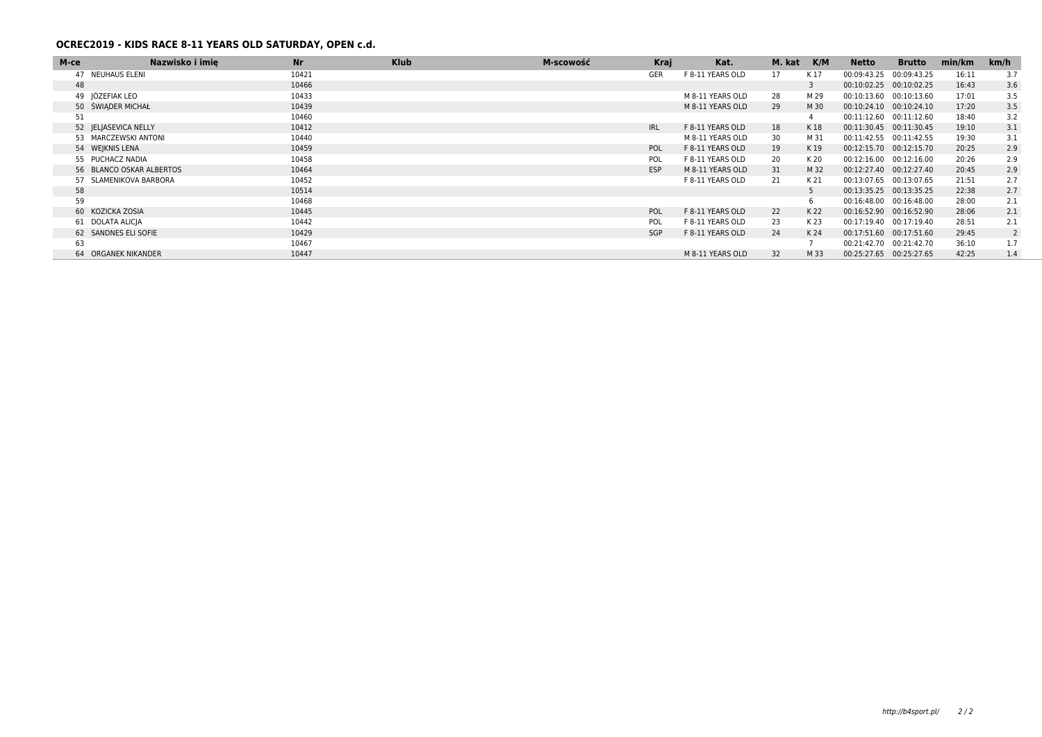### OCREC2019 - KIDS RACE 8-11 YEARS OLD SATURDAY, OPEN c.d.

| M-ce | Nazwisko i imię | Nr | Klub | M-scowość | Kraj | Kat. | M. kat | K/M | Netto | Brutto | min/km | km/h |
|---|---|---|---|---|---|---|---|---|---|---|---|---|
| 47 | NEUHAUS ELENI | 10421 | | | GER | F 8-11 YEARS OLD | 17 | K 17 | 00:09:43.25 | 00:09:43.25 | 16:11 | 3.7 |
| 48 | | 10466 | | | | | | 3 | 00:10:02.25 | 00:10:02.25 | 16:43 | 3.6 |
| 49 | JÓZEFIAK LEO | 10433 | | | | M 8-11 YEARS OLD | 28 | M 29 | 00:10:13.60 | 00:10:13.60 | 17:01 | 3.5 |
| 50 | ŚWIĄDER MICHAŁ | 10439 | | | | M 8-11 YEARS OLD | 29 | M 30 | 00:10:24.10 | 00:10:24.10 | 17:20 | 3.5 |
| 51 | | 10460 | | | | | | 4 | 00:11:12.60 | 00:11:12.60 | 18:40 | 3.2 |
| 52 | JELJASEVICA NELLY | 10412 | | | IRL | F 8-11 YEARS OLD | 18 | K 18 | 00:11:30.45 | 00:11:30.45 | 19:10 | 3.1 |
| 53 | MARCZEWSKI ANTONI | 10440 | | | | M 8-11 YEARS OLD | 30 | M 31 | 00:11:42.55 | 00:11:42.55 | 19:30 | 3.1 |
| 54 | WEJKNIS LENA | 10459 | | | POL | F 8-11 YEARS OLD | 19 | K 19 | 00:12:15.70 | 00:12:15.70 | 20:25 | 2.9 |
| 55 | PUCHACZ NADIA | 10458 | | | POL | F 8-11 YEARS OLD | 20 | K 20 | 00:12:16.00 | 00:12:16.00 | 20:26 | 2.9 |
| 56 | BLANCO OSKAR ALBERTOS | 10464 | | | ESP | M 8-11 YEARS OLD | 31 | M 32 | 00:12:27.40 | 00:12:27.40 | 20:45 | 2.9 |
| 57 | SLAMENIKOVA BARBORA | 10452 | | | | F 8-11 YEARS OLD | 21 | K 21 | 00:13:07.65 | 00:13:07.65 | 21:51 | 2.7 |
| 58 | | 10514 | | | | | | 5 | 00:13:35.25 | 00:13:35.25 | 22:38 | 2.7 |
| 59 | | 10468 | | | | | | 6 | 00:16:48.00 | 00:16:48.00 | 28:00 | 2.1 |
| 60 | KOZICKA ZOSIA | 10445 | | | POL | F 8-11 YEARS OLD | 22 | K 22 | 00:16:52.90 | 00:16:52.90 | 28:06 | 2.1 |
| 61 | DOLATA ALICJA | 10442 | | | POL | F 8-11 YEARS OLD | 23 | K 23 | 00:17:19.40 | 00:17:19.40 | 28:51 | 2.1 |
| 62 | SANDNES ELI SOFIE | 10429 | | | SGP | F 8-11 YEARS OLD | 24 | K 24 | 00:17:51.60 | 00:17:51.60 | 29:45 | 2 |
| 63 | | 10467 | | | | | | 7 | 00:21:42.70 | 00:21:42.70 | 36:10 | 1.7 |
| 64 | ORGANEK NIKANDER | 10447 | | | | M 8-11 YEARS OLD | 32 | M 33 | 00:25:27.65 | 00:25:27.65 | 42:25 | 1.4 |

http://b4sport.pl/